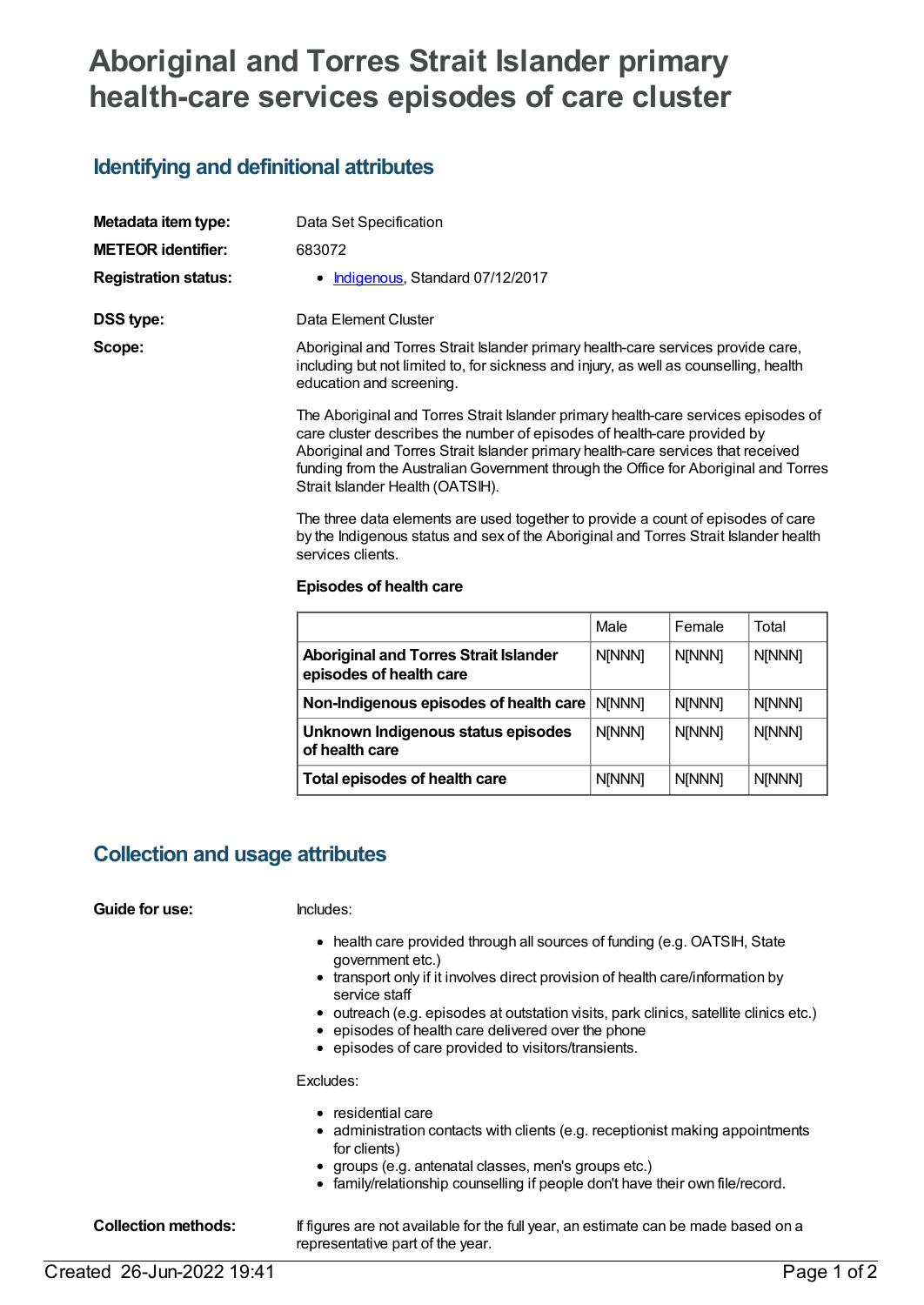# Aboriginal and Torres Strait Islander primary health-care services episodes of care cluster

## Identifying and definitional attributes

**Metadata item type:** Data Set Specification

**METEOR identifier:** 683072

**Registration status:**

- Indigenous, Standard 07/12/2017

**DSS type:** Data Element Cluster

**Scope:** Aboriginal and Torres Strait Islander primary health-care services provide care, including but not limited to, for sickness and injury, as well as counselling, health education and screening.

The Aboriginal and Torres Strait Islander primary health-care services episodes of care cluster describes the number of episodes of health-care provided by Aboriginal and Torres Strait Islander primary health-care services that received funding from the Australian Government through the Office for Aboriginal and Torres Strait Islander Health (OATSIH).

The three data elements are used together to provide a count of episodes of care by the Indigenous status and sex of the Aboriginal and Torres Strait Islander health services clients.

**Episodes of health care**

| | Male | Female | Total |
|---|---|---|---|
| **Aboriginal and Torres Strait Islander episodes of health care** | N[NNN] | N[NNN] | N[NNN] |
| **Non-Indigenous episodes of health care** | N[NNN] | N[NNN] | N[NNN] |
| **Unknown Indigenous status episodes of health care** | N[NNN] | N[NNN] | N[NNN] |
| **Total episodes of health care** | N[NNN] | N[NNN] | N[NNN] |

## Collection and usage attributes

**Guide for use:** Includes:

- health care provided through all sources of funding (e.g. OATSIH, State government etc.)
- transport only if it involves direct provision of health care/information by service staff
- outreach (e.g. episodes at outstation visits, park clinics, satellite clinics etc.)
- episodes of health care delivered over the phone
- episodes of care provided to visitors/transients.

Excludes:

- residential care
- administration contacts with clients (e.g. receptionist making appointments for clients)
- groups (e.g. antenatal classes, men's groups etc.)
- family/relationship counselling if people don't have their own file/record.

**Collection methods:** If figures are not available for the full year, an estimate can be made based on a representative part of the year.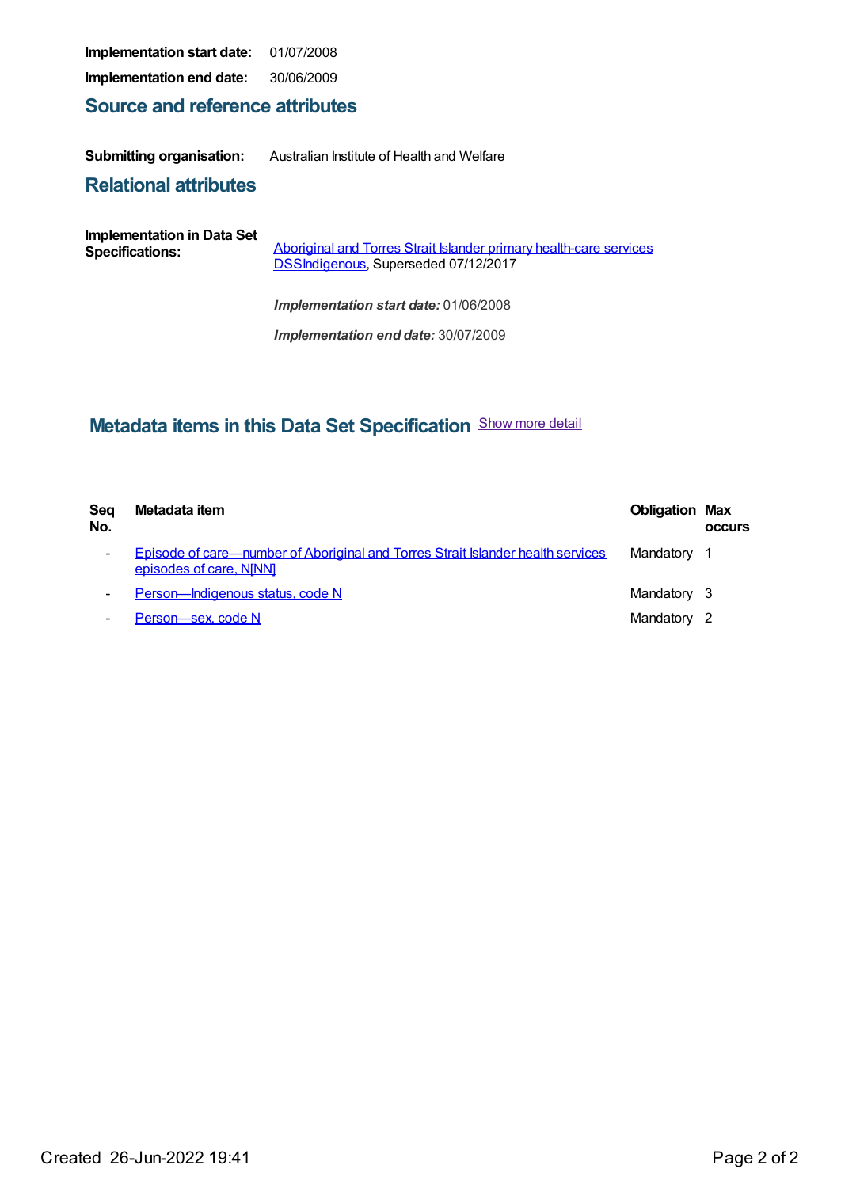**Implementation start date:** 01/07/2008

**Implementation end date:** 30/06/2009

## Source and reference attributes

**Submitting organisation:** Australian Institute of Health and Welfare

## Relational attributes

**Implementation in Data Set Specifications:**

Aboriginal and Torres Strait Islander primary health-care services DSSIndigenous, Superseded 07/12/2017

***Implementation start date:*** 01/06/2008

***Implementation end date:*** 30/07/2009

## Metadata items in this Data Set Specification

Show more detail

| Seq No. | Metadata item | Obligation | Max occurs |
|---|---|---|---|
| - | Episode of care—number of Aboriginal and Torres Strait Islander health services episodes of care, N[NN] | Mandatory | 1 |
| - | Person—Indigenous status, code N | Mandatory | 3 |
| - | Person—sex, code N | Mandatory | 2 |

Created 26-Jun-2022 19:41